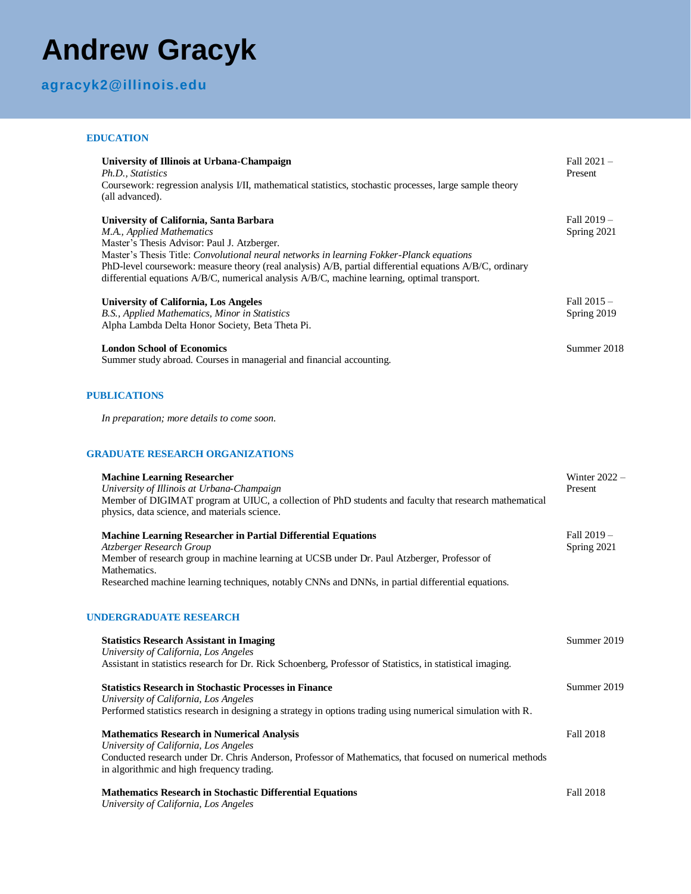# Andrew Gracyk

**agracyk2@illinois.edu**

## EDUCATION

**University of Illinois at Urbana-Champaign** — Fall 2021 – Present
*Ph.D., Statistics*
Coursework: regression analysis I/II, mathematical statistics, stochastic processes, large sample theory (all advanced).

**University of California, Santa Barbara** — Fall 2019 – Spring 2021
*M.A., Applied Mathematics*
Master's Thesis Advisor: Paul J. Atzberger.
Master's Thesis Title: *Convolutional neural networks in learning Fokker-Planck equations*
PhD-level coursework: measure theory (real analysis) A/B, partial differential equations A/B/C, ordinary differential equations A/B/C, numerical analysis A/B/C, machine learning, optimal transport.

**University of California, Los Angeles** — Fall 2015 – Spring 2019
*B.S., Applied Mathematics, Minor in Statistics*
Alpha Lambda Delta Honor Society, Beta Theta Pi.

**London School of Economics** — Summer 2018
Summer study abroad. Courses in managerial and financial accounting.

## PUBLICATIONS

*In preparation; more details to come soon.*

## GRADUATE RESEARCH ORGANIZATIONS

**Machine Learning Researcher** — Winter 2022 – Present
*University of Illinois at Urbana-Champaign*
Member of DIGIMAT program at UIUC, a collection of PhD students and faculty that research mathematical physics, data science, and materials science.

**Machine Learning Researcher in Partial Differential Equations** — Fall 2019 – Spring 2021
*Atzberger Research Group*
Member of research group in machine learning at UCSB under Dr. Paul Atzberger, Professor of Mathematics.
Researched machine learning techniques, notably CNNs and DNNs, in partial differential equations.

## UNDERGRADUATE RESEARCH

**Statistics Research Assistant in Imaging** — Summer 2019
*University of California, Los Angeles*
Assistant in statistics research for Dr. Rick Schoenberg, Professor of Statistics, in statistical imaging.

**Statistics Research in Stochastic Processes in Finance** — Summer 2019
*University of California, Los Angeles*
Performed statistics research in designing a strategy in options trading using numerical simulation with R.

**Mathematics Research in Numerical Analysis** — Fall 2018
*University of California, Los Angeles*
Conducted research under Dr. Chris Anderson, Professor of Mathematics, that focused on numerical methods in algorithmic and high frequency trading.

**Mathematics Research in Stochastic Differential Equations** — Fall 2018
*University of California, Los Angeles*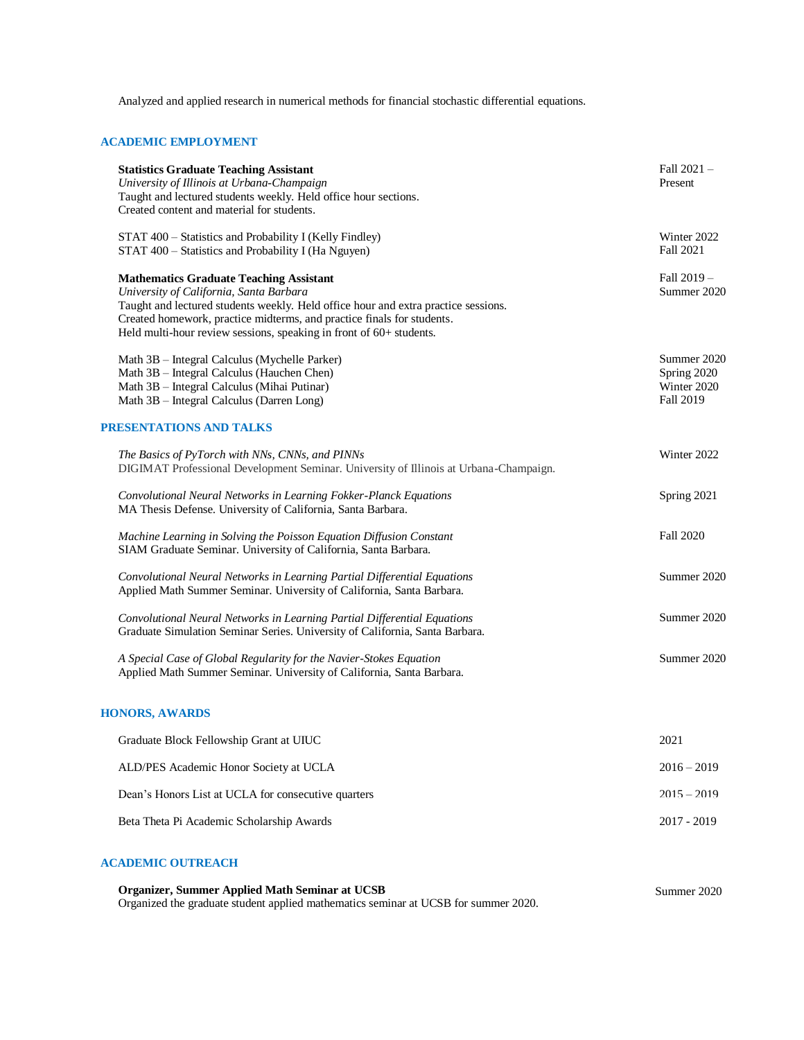Analyzed and applied research in numerical methods for financial stochastic differential equations.

## ACADEMIC EMPLOYMENT

**Statistics Graduate Teaching Assistant** — Fall 2021 – Present
*University of Illinois at Urbana-Champaign*
Taught and lectured students weekly. Held office hour sections.
Created content and material for students.

- STAT 400 – Statistics and Probability I (Kelly Findley) — Winter 2022
- STAT 400 – Statistics and Probability I (Ha Nguyen) — Fall 2021

**Mathematics Graduate Teaching Assistant** — Fall 2019 – Summer 2020
*University of California, Santa Barbara*
Taught and lectured students weekly. Held office hour and extra practice sessions.
Created homework, practice midterms, and practice finals for students.
Held multi-hour review sessions, speaking in front of 60+ students.

- Math 3B – Integral Calculus (Mychelle Parker) — Summer 2020
- Math 3B – Integral Calculus (Hauchen Chen) — Spring 2020
- Math 3B – Integral Calculus (Mihai Putinar) — Winter 2020
- Math 3B – Integral Calculus (Darren Long) — Fall 2019

## PRESENTATIONS AND TALKS

*The Basics of PyTorch with NNs, CNNs, and PINNs* — Winter 2022
DIGIMAT Professional Development Seminar. University of Illinois at Urbana-Champaign.

*Convolutional Neural Networks in Learning Fokker-Planck Equations* — Spring 2021
MA Thesis Defense. University of California, Santa Barbara.

*Machine Learning in Solving the Poisson Equation Diffusion Constant* — Fall 2020
SIAM Graduate Seminar. University of California, Santa Barbara.

*Convolutional Neural Networks in Learning Partial Differential Equations* — Summer 2020
Applied Math Summer Seminar. University of California, Santa Barbara.

*Convolutional Neural Networks in Learning Partial Differential Equations* — Summer 2020
Graduate Simulation Seminar Series. University of California, Santa Barbara.

*A Special Case of Global Regularity for the Navier-Stokes Equation* — Summer 2020
Applied Math Summer Seminar. University of California, Santa Barbara.

## HONORS, AWARDS

- Graduate Block Fellowship Grant at UIUC — 2021
- ALD/PES Academic Honor Society at UCLA — 2016 – 2019
- Dean's Honors List at UCLA for consecutive quarters — 2015 – 2019
- Beta Theta Pi Academic Scholarship Awards — 2017 - 2019

## ACADEMIC OUTREACH

**Organizer, Summer Applied Math Seminar at UCSB** — Summer 2020
Organized the graduate student applied mathematics seminar at UCSB for summer 2020.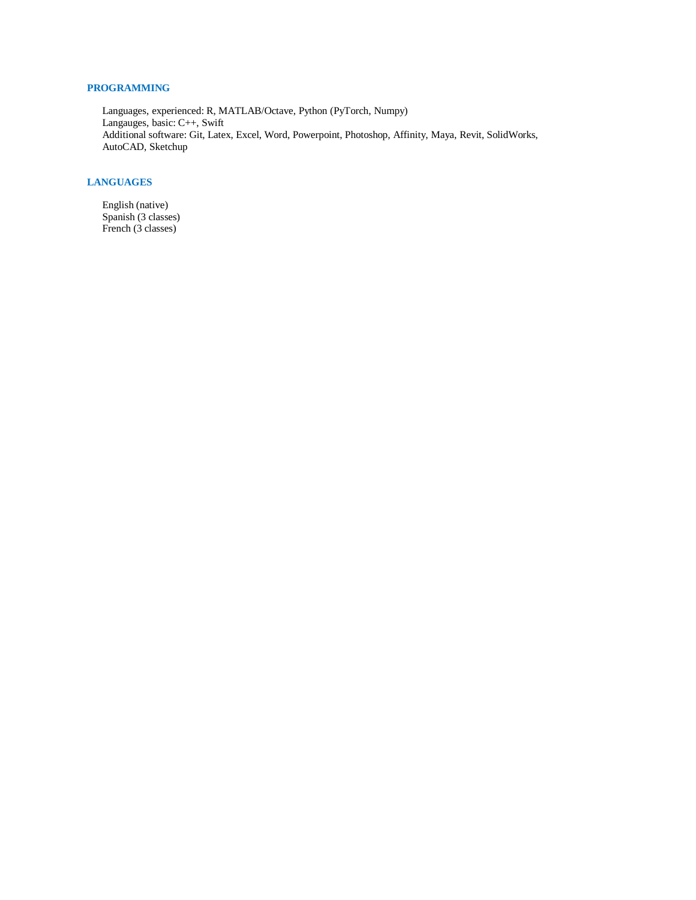## PROGRAMMING

Languages, experienced: R, MATLAB/Octave, Python (PyTorch, Numpy)
Langauges, basic: C++, Swift
Additional software: Git, Latex, Excel, Word, Powerpoint, Photoshop, Affinity, Maya, Revit, SolidWorks, AutoCAD, Sketchup

## LANGUAGES

English (native)
Spanish (3 classes)
French (3 classes)